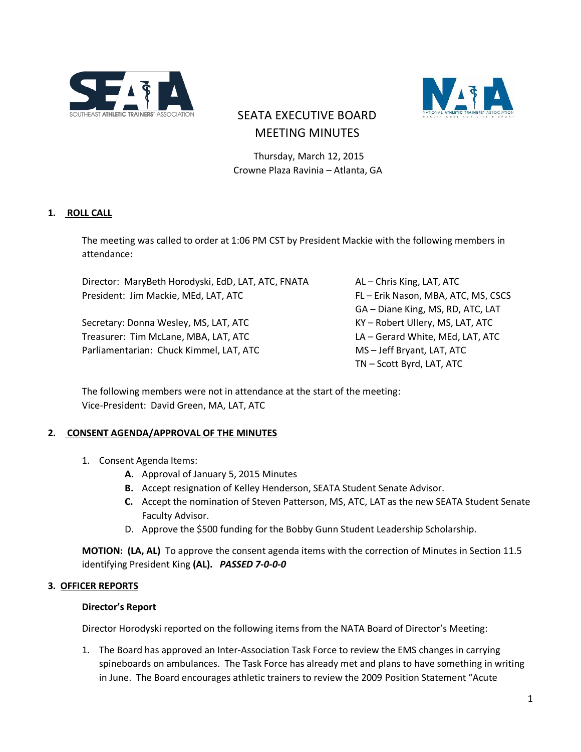# SEATA EXECUTIVE BOARD MEETING MINUTES

Thursday, March 12, 2015
Crowne Plaza Ravinia – Atlanta, GA

## 1. ROLL CALL

The meeting was called to order at 1:06 PM CST by President Mackie with the following members in attendance:

Director: MaryBeth Horodyski, EdD, LAT, ATC, FNATA
President: Jim Mackie, MEd, LAT, ATC

Secretary: Donna Wesley, MS, LAT, ATC
Treasurer: Tim McLane, MBA, LAT, ATC
Parliamentarian: Chuck Kimmel, LAT, ATC

AL – Chris King, LAT, ATC
FL – Erik Nason, MBA, ATC, MS, CSCS
GA – Diane King, MS, RD, ATC, LAT
KY – Robert Ullery, MS, LAT, ATC
LA – Gerard White, MEd, LAT, ATC
MS – Jeff Bryant, LAT, ATC
TN – Scott Byrd, LAT, ATC

The following members were not in attendance at the start of the meeting:
Vice-President: David Green, MA, LAT, ATC

## 2. CONSENT AGENDA/APPROVAL OF THE MINUTES

1. Consent Agenda Items:
   - **A.** Approval of January 5, 2015 Minutes
   - **B.** Accept resignation of Kelley Henderson, SEATA Student Senate Advisor.
   - **C.** Accept the nomination of Steven Patterson, MS, ATC, LAT as the new SEATA Student Senate Faculty Advisor.
   - D. Approve the $500 funding for the Bobby Gunn Student Leadership Scholarship.

**MOTION: (LA, AL)** To approve the consent agenda items with the correction of Minutes in Section 11.5 identifying President King **(AL).** ***PASSED 7-0-0-0***

## 3. OFFICER REPORTS

### Director's Report

Director Horodyski reported on the following items from the NATA Board of Director's Meeting:

1. The Board has approved an Inter-Association Task Force to review the EMS changes in carrying spineboards on ambulances. The Task Force has already met and plans to have something in writing in June. The Board encourages athletic trainers to review the 2009 Position Statement "Acute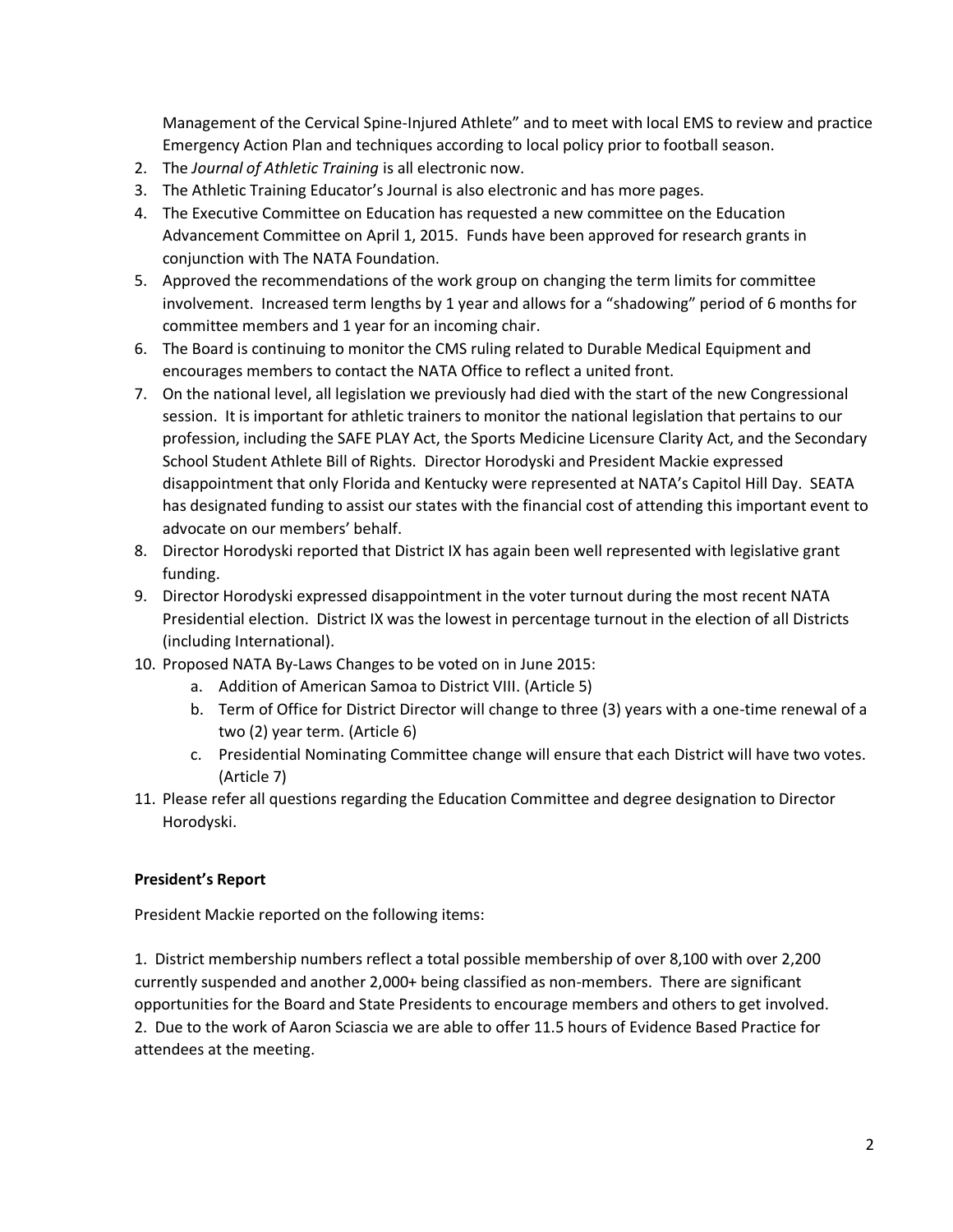Management of the Cervical Spine-Injured Athlete" and to meet with local EMS to review and practice Emergency Action Plan and techniques according to local policy prior to football season.

2. The *Journal of Athletic Training* is all electronic now.
3. The Athletic Training Educator's Journal is also electronic and has more pages.
4. The Executive Committee on Education has requested a new committee on the Education Advancement Committee on April 1, 2015. Funds have been approved for research grants in conjunction with The NATA Foundation.
5. Approved the recommendations of the work group on changing the term limits for committee involvement. Increased term lengths by 1 year and allows for a "shadowing" period of 6 months for committee members and 1 year for an incoming chair.
6. The Board is continuing to monitor the CMS ruling related to Durable Medical Equipment and encourages members to contact the NATA Office to reflect a united front.
7. On the national level, all legislation we previously had died with the start of the new Congressional session. It is important for athletic trainers to monitor the national legislation that pertains to our profession, including the SAFE PLAY Act, the Sports Medicine Licensure Clarity Act, and the Secondary School Student Athlete Bill of Rights. Director Horodyski and President Mackie expressed disappointment that only Florida and Kentucky were represented at NATA's Capitol Hill Day. SEATA has designated funding to assist our states with the financial cost of attending this important event to advocate on our members' behalf.
8. Director Horodyski reported that District IX has again been well represented with legislative grant funding.
9. Director Horodyski expressed disappointment in the voter turnout during the most recent NATA Presidential election. District IX was the lowest in percentage turnout in the election of all Districts (including International).
10. Proposed NATA By-Laws Changes to be voted on in June 2015:
    a. Addition of American Samoa to District VIII. (Article 5)
    b. Term of Office for District Director will change to three (3) years with a one-time renewal of a two (2) year term. (Article 6)
    c. Presidential Nominating Committee change will ensure that each District will have two votes. (Article 7)
11. Please refer all questions regarding the Education Committee and degree designation to Director Horodyski.

**President's Report**

President Mackie reported on the following items:

1. District membership numbers reflect a total possible membership of over 8,100 with over 2,200 currently suspended and another 2,000+ being classified as non-members. There are significant opportunities for the Board and State Presidents to encourage members and others to get involved.
2. Due to the work of Aaron Sciascia we are able to offer 11.5 hours of Evidence Based Practice for attendees at the meeting.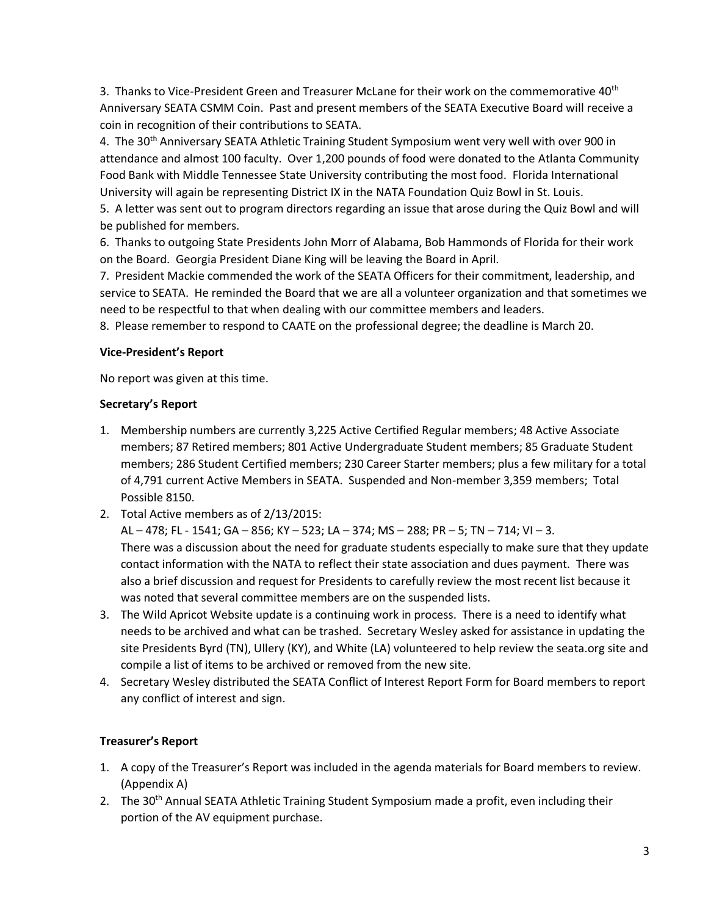3. Thanks to Vice-President Green and Treasurer McLane for their work on the commemorative 40th Anniversary SEATA CSMM Coin. Past and present members of the SEATA Executive Board will receive a coin in recognition of their contributions to SEATA.

4. The 30th Anniversary SEATA Athletic Training Student Symposium went very well with over 900 in attendance and almost 100 faculty. Over 1,200 pounds of food were donated to the Atlanta Community Food Bank with Middle Tennessee State University contributing the most food. Florida International University will again be representing District IX in the NATA Foundation Quiz Bowl in St. Louis.

5. A letter was sent out to program directors regarding an issue that arose during the Quiz Bowl and will be published for members.

6. Thanks to outgoing State Presidents John Morr of Alabama, Bob Hammonds of Florida for their work on the Board. Georgia President Diane King will be leaving the Board in April.

7. President Mackie commended the work of the SEATA Officers for their commitment, leadership, and service to SEATA. He reminded the Board that we are all a volunteer organization and that sometimes we need to be respectful to that when dealing with our committee members and leaders.

8. Please remember to respond to CAATE on the professional degree; the deadline is March 20.

**Vice-President's Report**

No report was given at this time.

**Secretary's Report**

1. Membership numbers are currently 3,225 Active Certified Regular members; 48 Active Associate members; 87 Retired members; 801 Active Undergraduate Student members; 85 Graduate Student members; 286 Student Certified members; 230 Career Starter members; plus a few military for a total of 4,791 current Active Members in SEATA. Suspended and Non-member 3,359 members; Total Possible 8150.
2. Total Active members as of 2/13/2015:
   AL – 478; FL - 1541; GA – 856; KY – 523; LA – 374; MS – 288; PR – 5; TN – 714; VI – 3.
   There was a discussion about the need for graduate students especially to make sure that they update contact information with the NATA to reflect their state association and dues payment. There was also a brief discussion and request for Presidents to carefully review the most recent list because it was noted that several committee members are on the suspended lists.
3. The Wild Apricot Website update is a continuing work in process. There is a need to identify what needs to be archived and what can be trashed. Secretary Wesley asked for assistance in updating the site Presidents Byrd (TN), Ullery (KY), and White (LA) volunteered to help review the seata.org site and compile a list of items to be archived or removed from the new site.
4. Secretary Wesley distributed the SEATA Conflict of Interest Report Form for Board members to report any conflict of interest and sign.

**Treasurer's Report**

1. A copy of the Treasurer's Report was included in the agenda materials for Board members to review. (Appendix A)
2. The 30th Annual SEATA Athletic Training Student Symposium made a profit, even including their portion of the AV equipment purchase.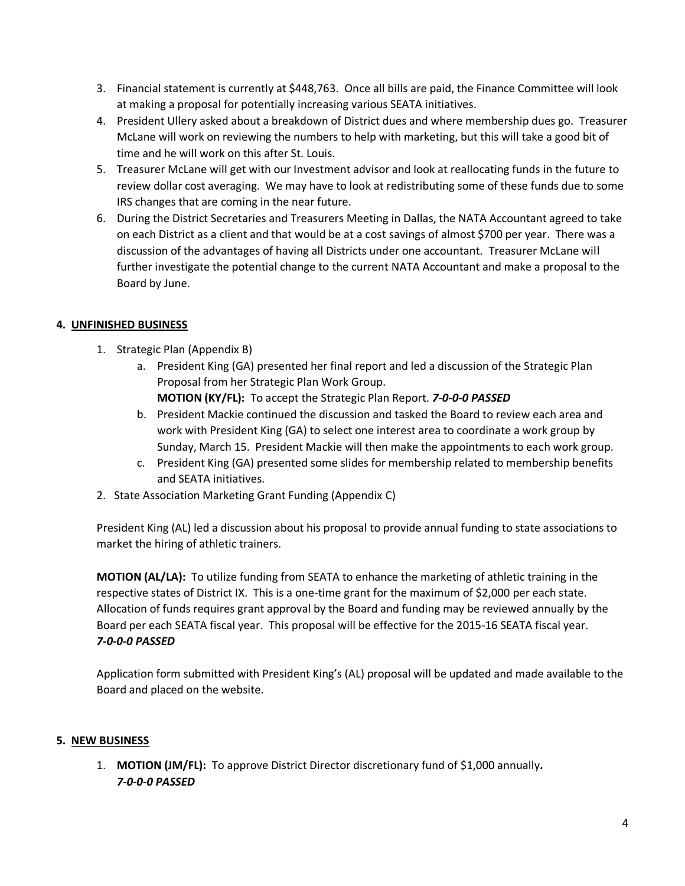3. Financial statement is currently at $448,763. Once all bills are paid, the Finance Committee will look at making a proposal for potentially increasing various SEATA initiatives.
4. President Ullery asked about a breakdown of District dues and where membership dues go. Treasurer McLane will work on reviewing the numbers to help with marketing, but this will take a good bit of time and he will work on this after St. Louis.
5. Treasurer McLane will get with our Investment advisor and look at reallocating funds in the future to review dollar cost averaging. We may have to look at redistributing some of these funds due to some IRS changes that are coming in the near future.
6. During the District Secretaries and Treasurers Meeting in Dallas, the NATA Accountant agreed to take on each District as a client and that would be at a cost savings of almost $700 per year. There was a discussion of the advantages of having all Districts under one accountant. Treasurer McLane will further investigate the potential change to the current NATA Accountant and make a proposal to the Board by June.

## 4. UNFINISHED BUSINESS

1. Strategic Plan (Appendix B)
   a. President King (GA) presented her final report and led a discussion of the Strategic Plan Proposal from her Strategic Plan Work Group.
   **MOTION (KY/FL):** To accept the Strategic Plan Report. ***7-0-0-0 PASSED***
   b. President Mackie continued the discussion and tasked the Board to review each area and work with President King (GA) to select one interest area to coordinate a work group by Sunday, March 15. President Mackie will then make the appointments to each work group.
   c. President King (GA) presented some slides for membership related to membership benefits and SEATA initiatives.
2. State Association Marketing Grant Funding (Appendix C)

President King (AL) led a discussion about his proposal to provide annual funding to state associations to market the hiring of athletic trainers.

**MOTION (AL/LA):** To utilize funding from SEATA to enhance the marketing of athletic training in the respective states of District IX. This is a one-time grant for the maximum of $2,000 per each state. Allocation of funds requires grant approval by the Board and funding may be reviewed annually by the Board per each SEATA fiscal year. This proposal will be effective for the 2015-16 SEATA fiscal year.
***7-0-0-0 PASSED***

Application form submitted with President King's (AL) proposal will be updated and made available to the Board and placed on the website.

## 5. NEW BUSINESS

1. **MOTION (JM/FL):** To approve District Director discretionary fund of $1,000 annually.
   ***7-0-0-0 PASSED***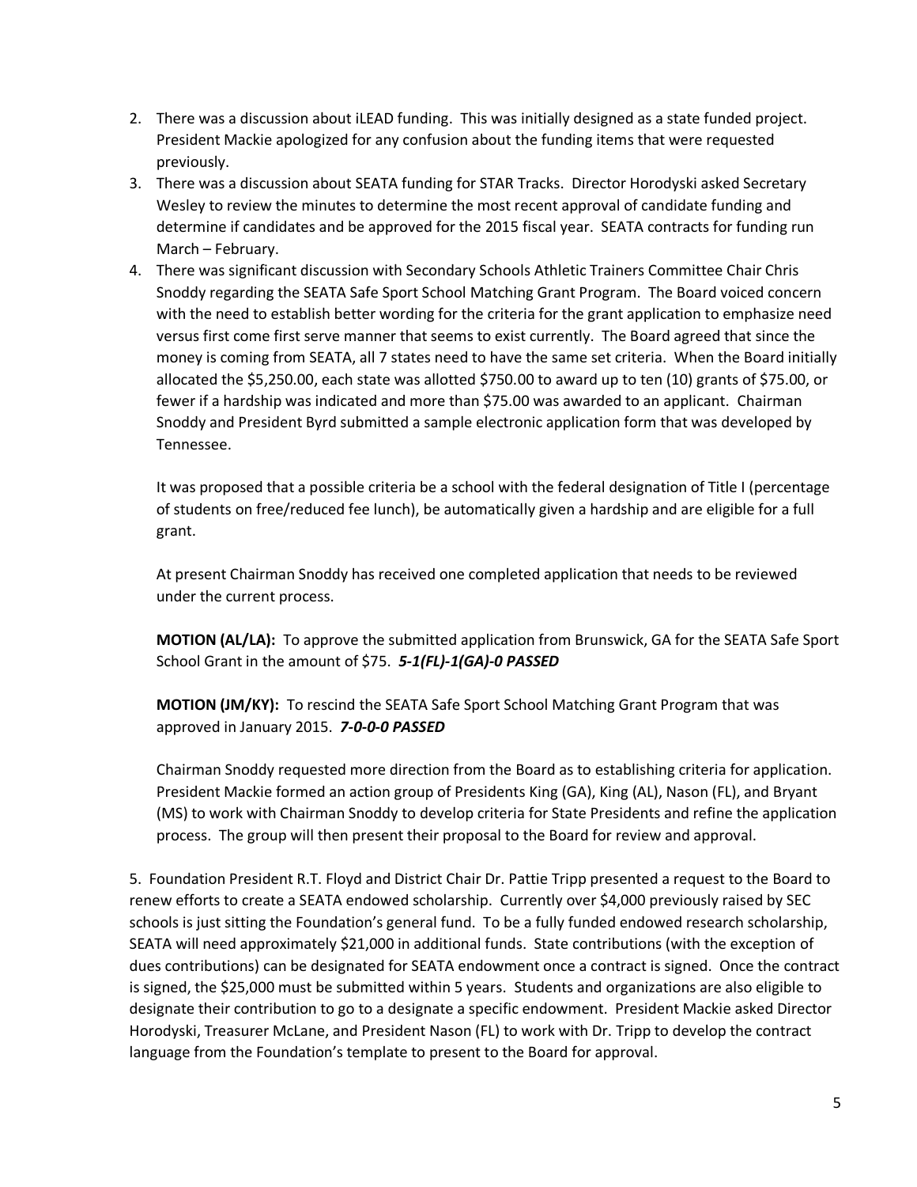2. There was a discussion about iLEAD funding. This was initially designed as a state funded project. President Mackie apologized for any confusion about the funding items that were requested previously.
3. There was a discussion about SEATA funding for STAR Tracks. Director Horodyski asked Secretary Wesley to review the minutes to determine the most recent approval of candidate funding and determine if candidates and be approved for the 2015 fiscal year. SEATA contracts for funding run March – February.
4. There was significant discussion with Secondary Schools Athletic Trainers Committee Chair Chris Snoddy regarding the SEATA Safe Sport School Matching Grant Program. The Board voiced concern with the need to establish better wording for the criteria for the grant application to emphasize need versus first come first serve manner that seems to exist currently. The Board agreed that since the money is coming from SEATA, all 7 states need to have the same set criteria. When the Board initially allocated the $5,250.00, each state was allotted $750.00 to award up to ten (10) grants of $75.00, or fewer if a hardship was indicated and more than $75.00 was awarded to an applicant. Chairman Snoddy and President Byrd submitted a sample electronic application form that was developed by Tennessee.

   It was proposed that a possible criteria be a school with the federal designation of Title I (percentage of students on free/reduced fee lunch), be automatically given a hardship and are eligible for a full grant.

   At present Chairman Snoddy has received one completed application that needs to be reviewed under the current process.

   **MOTION (AL/LA):** To approve the submitted application from Brunswick, GA for the SEATA Safe Sport School Grant in the amount of $75. ***5-1(FL)-1(GA)-0 PASSED***

   **MOTION (JM/KY):** To rescind the SEATA Safe Sport School Matching Grant Program that was approved in January 2015. ***7-0-0-0 PASSED***

   Chairman Snoddy requested more direction from the Board as to establishing criteria for application. President Mackie formed an action group of Presidents King (GA), King (AL), Nason (FL), and Bryant (MS) to work with Chairman Snoddy to develop criteria for State Presidents and refine the application process. The group will then present their proposal to the Board for review and approval.

5. Foundation President R.T. Floyd and District Chair Dr. Pattie Tripp presented a request to the Board to renew efforts to create a SEATA endowed scholarship. Currently over $4,000 previously raised by SEC schools is just sitting the Foundation's general fund. To be a fully funded endowed research scholarship, SEATA will need approximately $21,000 in additional funds. State contributions (with the exception of dues contributions) can be designated for SEATA endowment once a contract is signed. Once the contract is signed, the $25,000 must be submitted within 5 years. Students and organizations are also eligible to designate their contribution to go to a designate a specific endowment. President Mackie asked Director Horodyski, Treasurer McLane, and President Nason (FL) to work with Dr. Tripp to develop the contract language from the Foundation's template to present to the Board for approval.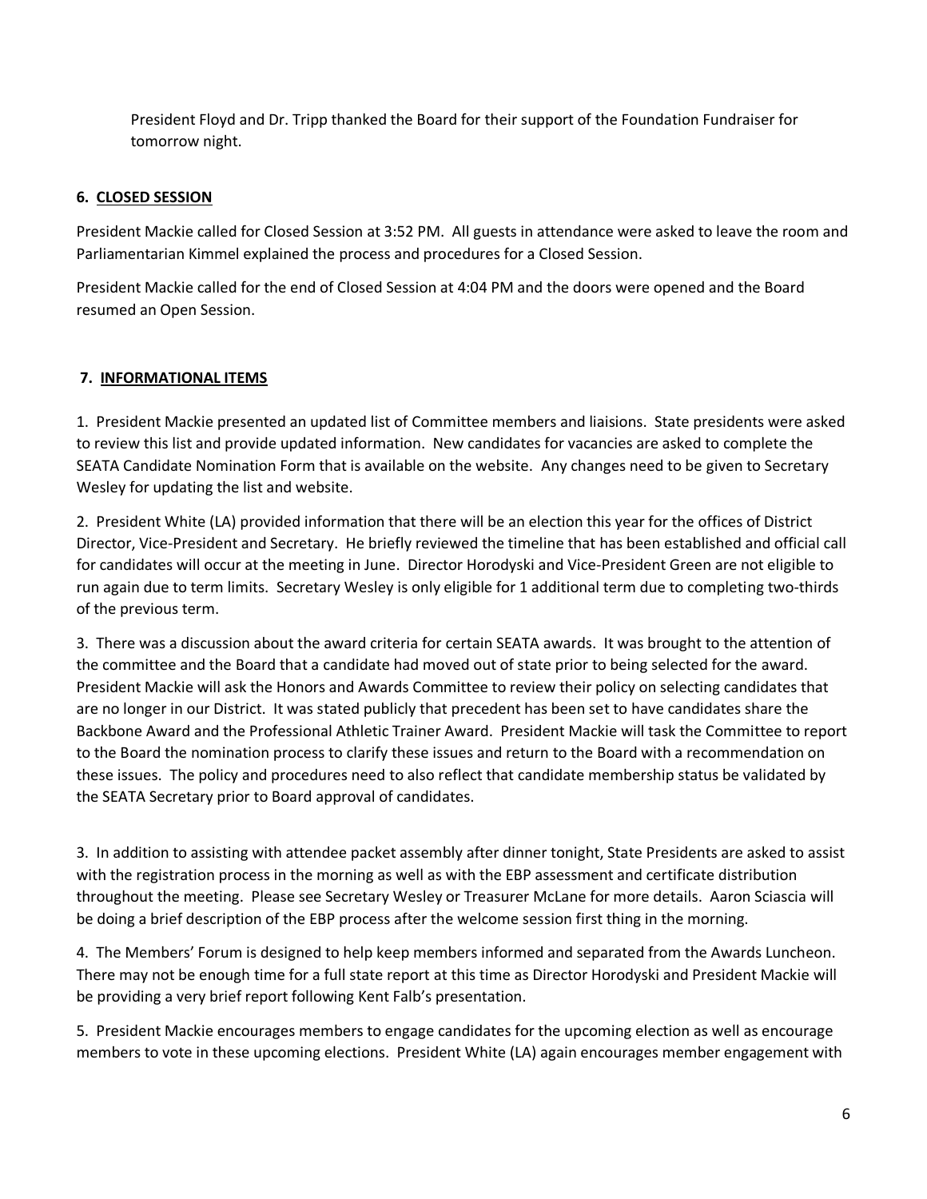President Floyd and Dr. Tripp thanked the Board for their support of the Foundation Fundraiser for tomorrow night.

**6. CLOSED SESSION**

President Mackie called for Closed Session at 3:52 PM. All guests in attendance were asked to leave the room and Parliamentarian Kimmel explained the process and procedures for a Closed Session.

President Mackie called for the end of Closed Session at 4:04 PM and the doors were opened and the Board resumed an Open Session.

**7. INFORMATIONAL ITEMS**

1. President Mackie presented an updated list of Committee members and liaisions. State presidents were asked to review this list and provide updated information. New candidates for vacancies are asked to complete the SEATA Candidate Nomination Form that is available on the website. Any changes need to be given to Secretary Wesley for updating the list and website.

2. President White (LA) provided information that there will be an election this year for the offices of District Director, Vice-President and Secretary. He briefly reviewed the timeline that has been established and official call for candidates will occur at the meeting in June. Director Horodyski and Vice-President Green are not eligible to run again due to term limits. Secretary Wesley is only eligible for 1 additional term due to completing two-thirds of the previous term.

3. There was a discussion about the award criteria for certain SEATA awards. It was brought to the attention of the committee and the Board that a candidate had moved out of state prior to being selected for the award. President Mackie will ask the Honors and Awards Committee to review their policy on selecting candidates that are no longer in our District. It was stated publicly that precedent has been set to have candidates share the Backbone Award and the Professional Athletic Trainer Award. President Mackie will task the Committee to report to the Board the nomination process to clarify these issues and return to the Board with a recommendation on these issues. The policy and procedures need to also reflect that candidate membership status be validated by the SEATA Secretary prior to Board approval of candidates.

3. In addition to assisting with attendee packet assembly after dinner tonight, State Presidents are asked to assist with the registration process in the morning as well as with the EBP assessment and certificate distribution throughout the meeting. Please see Secretary Wesley or Treasurer McLane for more details. Aaron Sciascia will be doing a brief description of the EBP process after the welcome session first thing in the morning.

4. The Members' Forum is designed to help keep members informed and separated from the Awards Luncheon. There may not be enough time for a full state report at this time as Director Horodyski and President Mackie will be providing a very brief report following Kent Falb's presentation.

5. President Mackie encourages members to engage candidates for the upcoming election as well as encourage members to vote in these upcoming elections. President White (LA) again encourages member engagement with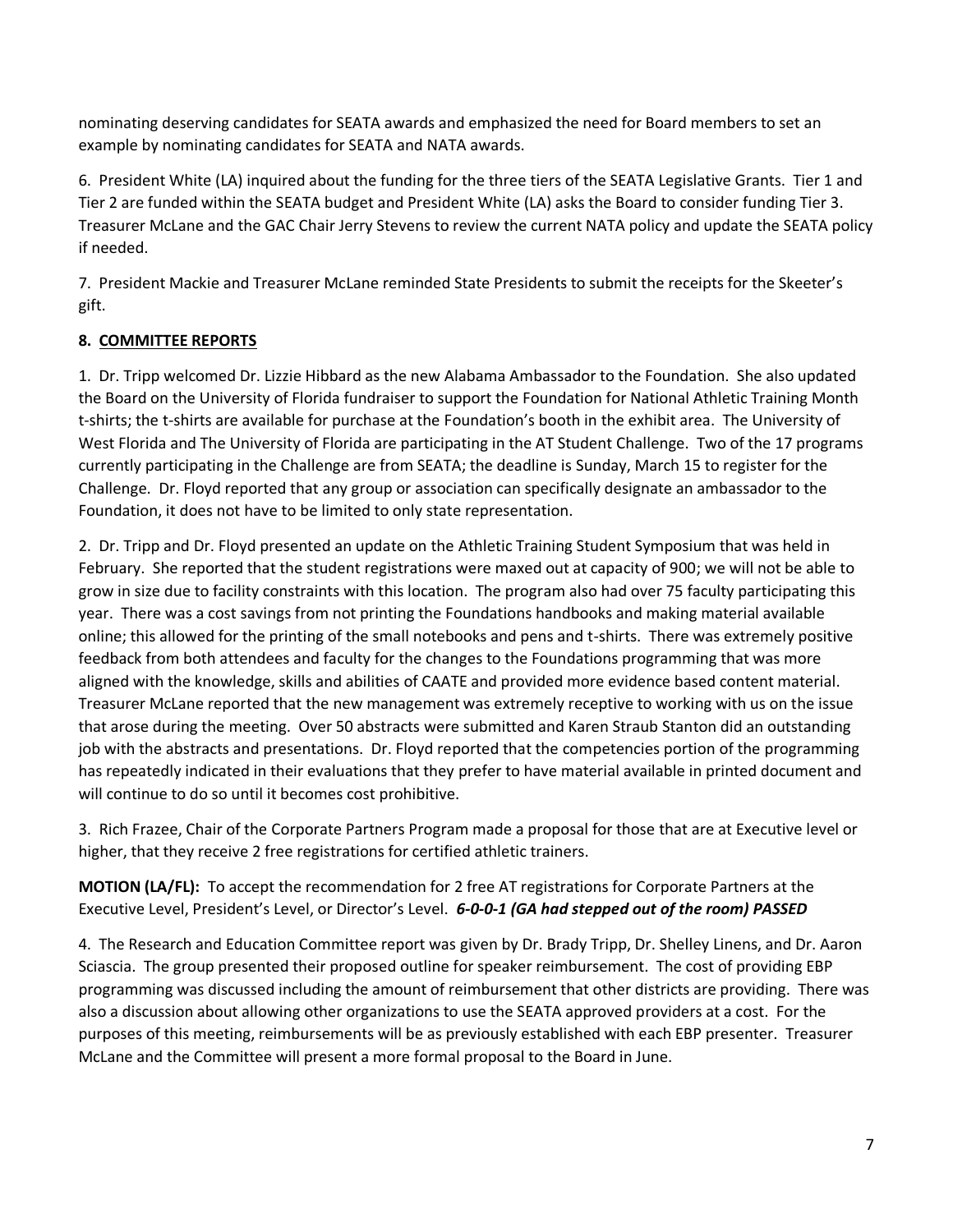nominating deserving candidates for SEATA awards and emphasized the need for Board members to set an example by nominating candidates for SEATA and NATA awards.

6. President White (LA) inquired about the funding for the three tiers of the SEATA Legislative Grants. Tier 1 and Tier 2 are funded within the SEATA budget and President White (LA) asks the Board to consider funding Tier 3. Treasurer McLane and the GAC Chair Jerry Stevens to review the current NATA policy and update the SEATA policy if needed.

7. President Mackie and Treasurer McLane reminded State Presidents to submit the receipts for the Skeeter's gift.

**8. COMMITTEE REPORTS**

1. Dr. Tripp welcomed Dr. Lizzie Hibbard as the new Alabama Ambassador to the Foundation. She also updated the Board on the University of Florida fundraiser to support the Foundation for National Athletic Training Month t-shirts; the t-shirts are available for purchase at the Foundation's booth in the exhibit area. The University of West Florida and The University of Florida are participating in the AT Student Challenge. Two of the 17 programs currently participating in the Challenge are from SEATA; the deadline is Sunday, March 15 to register for the Challenge. Dr. Floyd reported that any group or association can specifically designate an ambassador to the Foundation, it does not have to be limited to only state representation.

2. Dr. Tripp and Dr. Floyd presented an update on the Athletic Training Student Symposium that was held in February. She reported that the student registrations were maxed out at capacity of 900; we will not be able to grow in size due to facility constraints with this location. The program also had over 75 faculty participating this year. There was a cost savings from not printing the Foundations handbooks and making material available online; this allowed for the printing of the small notebooks and pens and t-shirts. There was extremely positive feedback from both attendees and faculty for the changes to the Foundations programming that was more aligned with the knowledge, skills and abilities of CAATE and provided more evidence based content material. Treasurer McLane reported that the new management was extremely receptive to working with us on the issue that arose during the meeting. Over 50 abstracts were submitted and Karen Straub Stanton did an outstanding job with the abstracts and presentations. Dr. Floyd reported that the competencies portion of the programming has repeatedly indicated in their evaluations that they prefer to have material available in printed document and will continue to do so until it becomes cost prohibitive.

3. Rich Frazee, Chair of the Corporate Partners Program made a proposal for those that are at Executive level or higher, that they receive 2 free registrations for certified athletic trainers.

**MOTION (LA/FL):** To accept the recommendation for 2 free AT registrations for Corporate Partners at the Executive Level, President's Level, or Director's Level. ***6-0-0-1 (GA had stepped out of the room) PASSED***

4. The Research and Education Committee report was given by Dr. Brady Tripp, Dr. Shelley Linens, and Dr. Aaron Sciascia. The group presented their proposed outline for speaker reimbursement. The cost of providing EBP programming was discussed including the amount of reimbursement that other districts are providing. There was also a discussion about allowing other organizations to use the SEATA approved providers at a cost. For the purposes of this meeting, reimbursements will be as previously established with each EBP presenter. Treasurer McLane and the Committee will present a more formal proposal to the Board in June.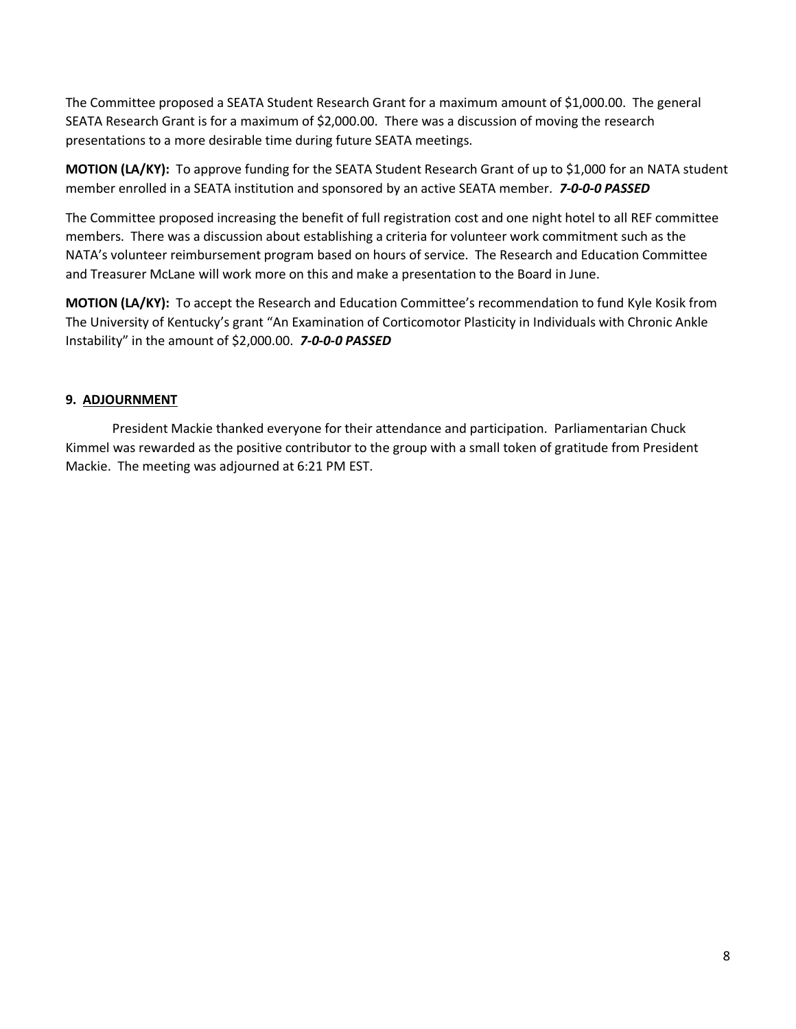The Committee proposed a SEATA Student Research Grant for a maximum amount of $1,000.00. The general SEATA Research Grant is for a maximum of $2,000.00. There was a discussion of moving the research presentations to a more desirable time during future SEATA meetings.

**MOTION (LA/KY):** To approve funding for the SEATA Student Research Grant of up to $1,000 for an NATA student member enrolled in a SEATA institution and sponsored by an active SEATA member. ***7-0-0-0 PASSED***

The Committee proposed increasing the benefit of full registration cost and one night hotel to all REF committee members. There was a discussion about establishing a criteria for volunteer work commitment such as the NATA's volunteer reimbursement program based on hours of service. The Research and Education Committee and Treasurer McLane will work more on this and make a presentation to the Board in June.

**MOTION (LA/KY):** To accept the Research and Education Committee's recommendation to fund Kyle Kosik from The University of Kentucky's grant "An Examination of Corticomotor Plasticity in Individuals with Chronic Ankle Instability" in the amount of $2,000.00. ***7-0-0-0 PASSED***

## 9. ADJOURNMENT

President Mackie thanked everyone for their attendance and participation. Parliamentarian Chuck Kimmel was rewarded as the positive contributor to the group with a small token of gratitude from President Mackie. The meeting was adjourned at 6:21 PM EST.